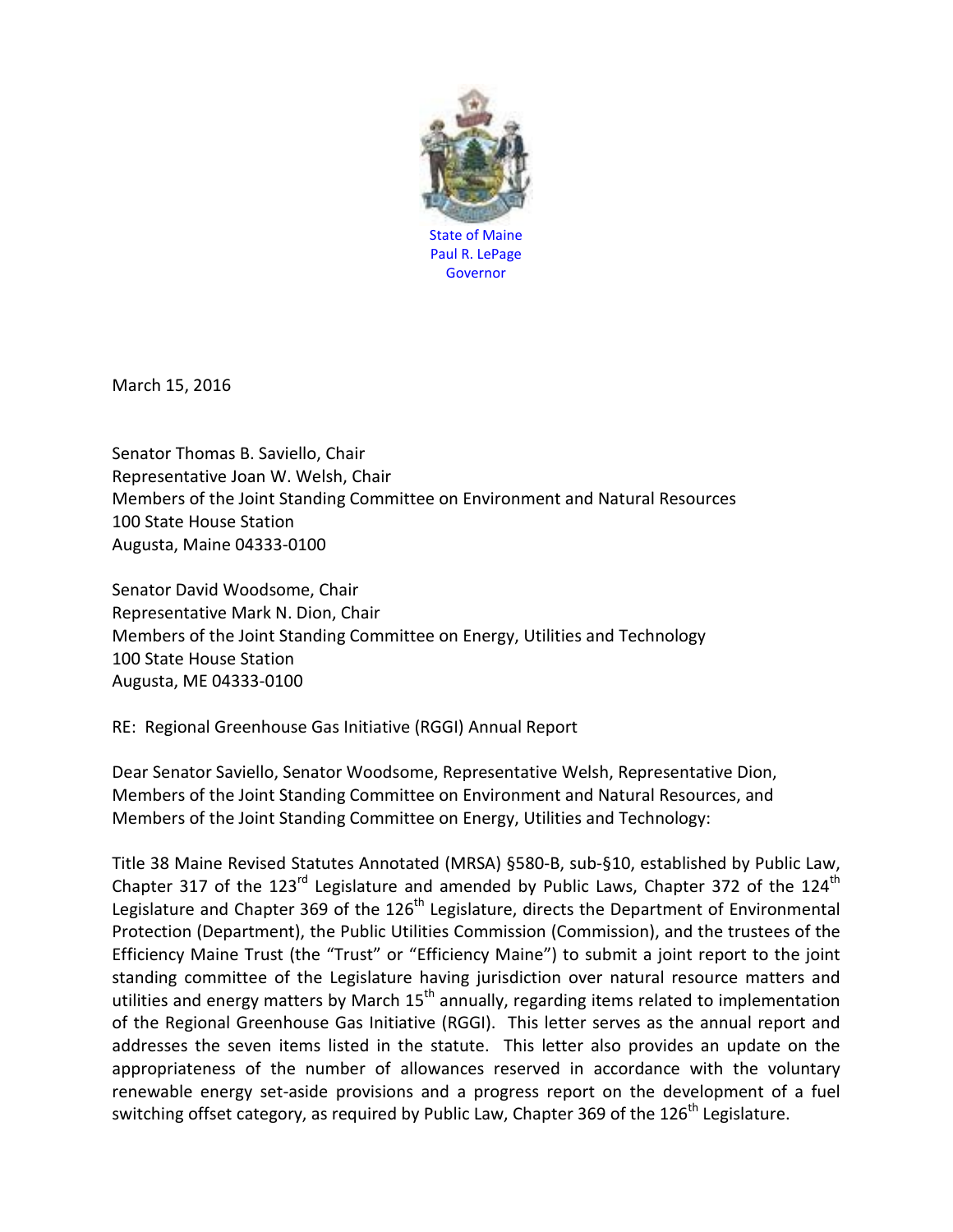State of Maine
Paul R. LePage
Governor

March 15, 2016

Senator Thomas B. Saviello, Chair
Representative Joan W. Welsh, Chair
Members of the Joint Standing Committee on Environment and Natural Resources
100 State House Station
Augusta, Maine 04333-0100

Senator David Woodsome, Chair
Representative Mark N. Dion, Chair
Members of the Joint Standing Committee on Energy, Utilities and Technology
100 State House Station
Augusta, ME 04333-0100

RE: Regional Greenhouse Gas Initiative (RGGI) Annual Report

Dear Senator Saviello, Senator Woodsome, Representative Welsh, Representative Dion, Members of the Joint Standing Committee on Environment and Natural Resources, and Members of the Joint Standing Committee on Energy, Utilities and Technology:

Title 38 Maine Revised Statutes Annotated (MRSA) §580-B, sub-§10, established by Public Law, Chapter 317 of the 123rd Legislature and amended by Public Laws, Chapter 372 of the 124th Legislature and Chapter 369 of the 126th Legislature, directs the Department of Environmental Protection (Department), the Public Utilities Commission (Commission), and the trustees of the Efficiency Maine Trust (the "Trust" or "Efficiency Maine") to submit a joint report to the joint standing committee of the Legislature having jurisdiction over natural resource matters and utilities and energy matters by March 15th annually, regarding items related to implementation of the Regional Greenhouse Gas Initiative (RGGI). This letter serves as the annual report and addresses the seven items listed in the statute. This letter also provides an update on the appropriateness of the number of allowances reserved in accordance with the voluntary renewable energy set-aside provisions and a progress report on the development of a fuel switching offset category, as required by Public Law, Chapter 369 of the 126th Legislature.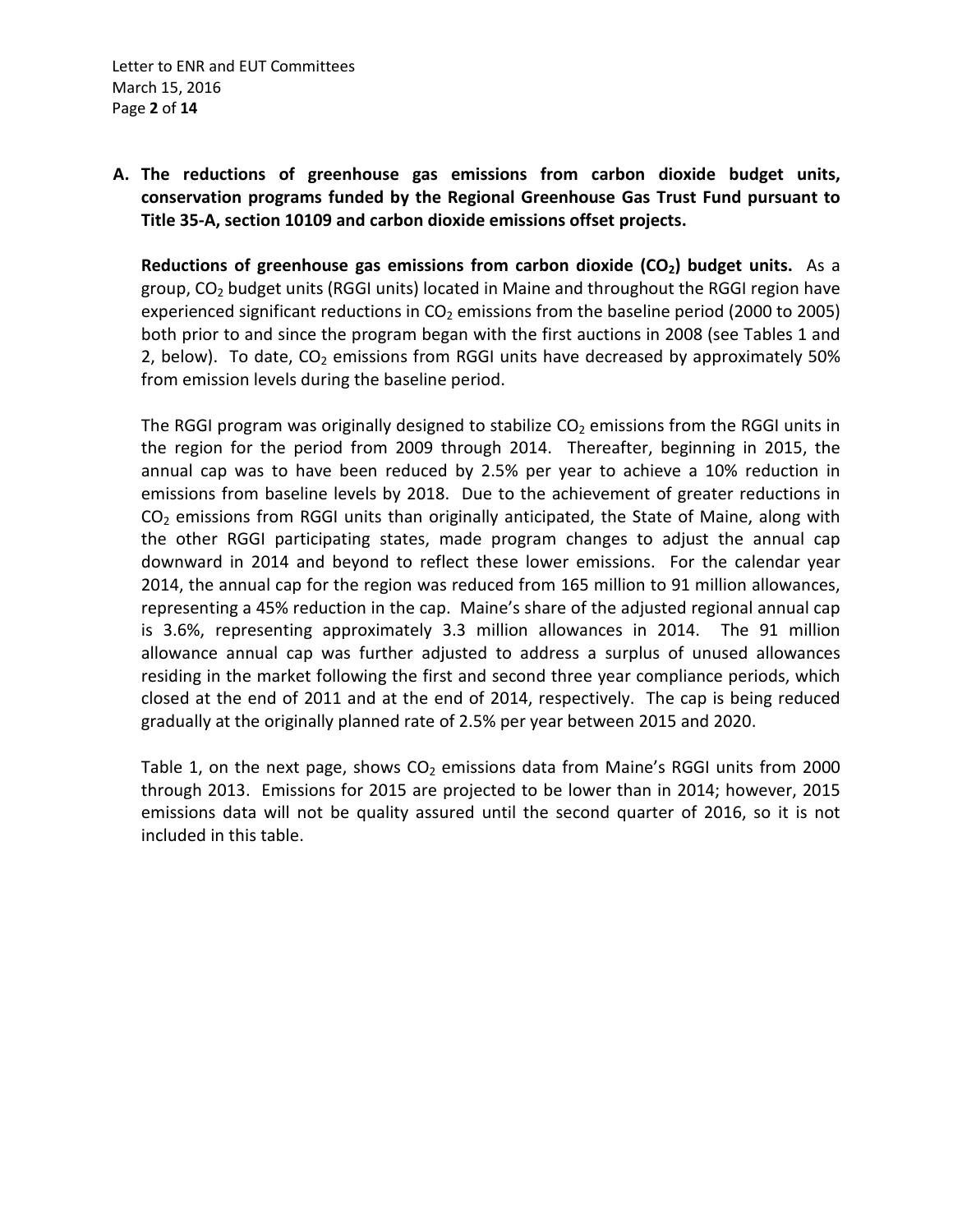**A. The reductions of greenhouse gas emissions from carbon dioxide budget units, conservation programs funded by the Regional Greenhouse Gas Trust Fund pursuant to Title 35-A, section 10109 and carbon dioxide emissions offset projects.**

**Reductions of greenhouse gas emissions from carbon dioxide ($CO_2$) budget units.** As a group, $CO_2$ budget units (RGGI units) located in Maine and throughout the RGGI region have experienced significant reductions in $CO_2$ emissions from the baseline period (2000 to 2005) both prior to and since the program began with the first auctions in 2008 (see Tables 1 and 2, below). To date, $CO_2$ emissions from RGGI units have decreased by approximately 50% from emission levels during the baseline period.

The RGGI program was originally designed to stabilize $CO_2$ emissions from the RGGI units in the region for the period from 2009 through 2014. Thereafter, beginning in 2015, the annual cap was to have been reduced by 2.5% per year to achieve a 10% reduction in emissions from baseline levels by 2018. Due to the achievement of greater reductions in $CO_2$ emissions from RGGI units than originally anticipated, the State of Maine, along with the other RGGI participating states, made program changes to adjust the annual cap downward in 2014 and beyond to reflect these lower emissions. For the calendar year 2014, the annual cap for the region was reduced from 165 million to 91 million allowances, representing a 45% reduction in the cap. Maine's share of the adjusted regional annual cap is 3.6%, representing approximately 3.3 million allowances in 2014. The 91 million allowance annual cap was further adjusted to address a surplus of unused allowances residing in the market following the first and second three year compliance periods, which closed at the end of 2011 and at the end of 2014, respectively. The cap is being reduced gradually at the originally planned rate of 2.5% per year between 2015 and 2020.

Table 1, on the next page, shows $CO_2$ emissions data from Maine's RGGI units from 2000 through 2013. Emissions for 2015 are projected to be lower than in 2014; however, 2015 emissions data will not be quality assured until the second quarter of 2016, so it is not included in this table.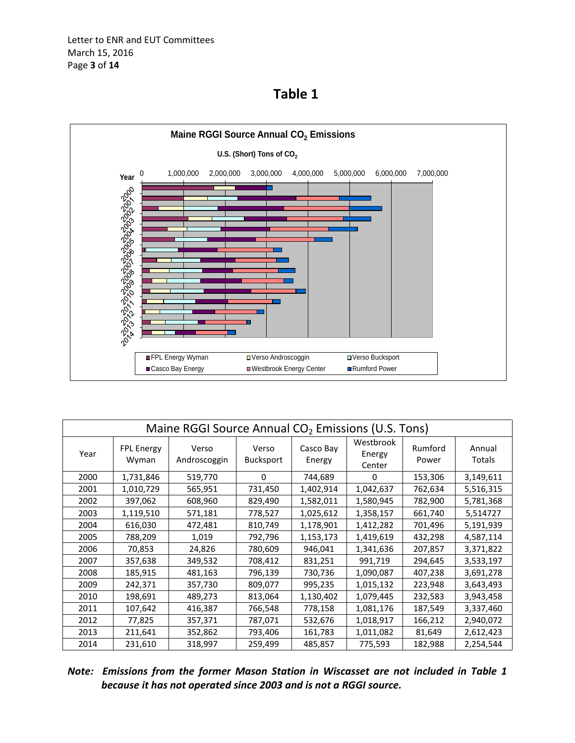# Table 1

**Maine RGGI Source Annual $CO_2$ Emissions**

**U.S. (Short) Tons of $CO_2$**

| Maine RGGI Source Annual $CO_2$ Emissions (U.S. Tons) | | | | | | | |
|---|---|---|---|---|---|---|---|
| Year | FPL Energy Wyman | Verso Androscoggin | Verso Bucksport | Casco Bay Energy | Westbrook Energy Center | Rumford Power | Annual Totals |
| 2000 | 1,731,846 | 519,770 | 0 | 744,689 | 0 | 153,306 | 3,149,611 |
| 2001 | 1,010,729 | 565,951 | 731,450 | 1,402,914 | 1,042,637 | 762,634 | 5,516,315 |
| 2002 | 397,062 | 608,960 | 829,490 | 1,582,011 | 1,580,945 | 782,900 | 5,781,368 |
| 2003 | 1,119,510 | 571,181 | 778,527 | 1,025,612 | 1,358,157 | 661,740 | 5514727 |
| 2004 | 616,030 | 472,481 | 810,749 | 1,178,901 | 1,412,282 | 701,496 | 5,191,939 |
| 2005 | 788,209 | 1,019 | 792,796 | 1,153,173 | 1,419,619 | 432,298 | 4,587,114 |
| 2006 | 70,853 | 24,826 | 780,609 | 946,041 | 1,341,636 | 207,857 | 3,371,822 |
| 2007 | 357,638 | 349,532 | 708,412 | 831,251 | 991,719 | 294,645 | 3,533,197 |
| 2008 | 185,915 | 481,163 | 796,139 | 730,736 | 1,090,087 | 407,238 | 3,691,278 |
| 2009 | 242,371 | 357,730 | 809,077 | 995,235 | 1,015,132 | 223,948 | 3,643,493 |
| 2010 | 198,691 | 489,273 | 813,064 | 1,130,402 | 1,079,445 | 232,583 | 3,943,458 |
| 2011 | 107,642 | 416,387 | 766,548 | 778,158 | 1,081,176 | 187,549 | 3,337,460 |
| 2012 | 77,825 | 357,371 | 787,071 | 532,676 | 1,018,917 | 166,212 | 2,940,072 |
| 2013 | 211,641 | 352,862 | 793,406 | 161,783 | 1,011,082 | 81,649 | 2,612,423 |
| 2014 | 231,610 | 318,997 | 259,499 | 485,857 | 775,593 | 182,988 | 2,254,544 |

***Note: Emissions from the former Mason Station in Wiscasset are not included in Table 1 because it has not operated since 2003 and is not a RGGI source.***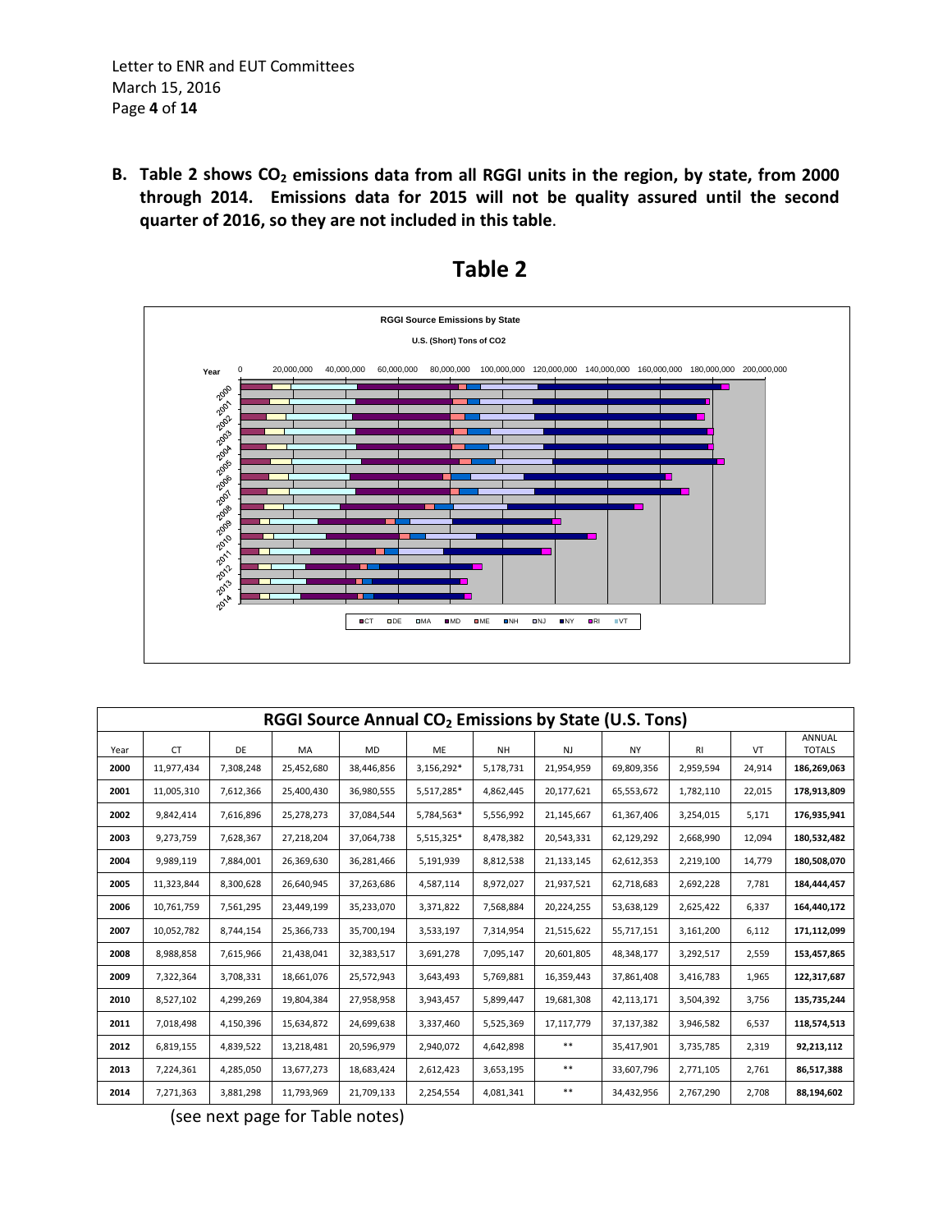**B. Table 2 shows $CO_2$ emissions data from all RGGI units in the region, by state, from 2000 through 2014. Emissions data for 2015 will not be quality assured until the second quarter of 2016, so they are not included in this table.**

# Table 2

**RGGI Source Emissions by State**

**U.S. (Short) Tons of CO2**

| Year | CT | DE | MA | MD | ME | NH | NJ | NY | RI | VT | ANNUAL TOTALS |
|---|---|---|---|---|---|---|---|---|---|---|---|
| **RGGI Source Annual $CO_2$ Emissions by State (U.S. Tons)** | | | | | | | | | | | |
| **2000** | 11,977,434 | 7,308,248 | 25,452,680 | 38,446,856 | 3,156,292* | 5,178,731 | 21,954,959 | 69,809,356 | 2,959,594 | 24,914 | **186,269,063** |
| **2001** | 11,005,310 | 7,612,366 | 25,400,430 | 36,980,555 | 5,517,285* | 4,862,445 | 20,177,621 | 65,553,672 | 1,782,110 | 22,015 | **178,913,809** |
| **2002** | 9,842,414 | 7,616,896 | 25,278,273 | 37,084,544 | 5,784,563* | 5,556,992 | 21,145,667 | 61,367,406 | 3,254,015 | 5,171 | **176,935,941** |
| **2003** | 9,273,759 | 7,628,367 | 27,218,204 | 37,064,738 | 5,515,325* | 8,478,382 | 20,543,331 | 62,129,292 | 2,668,990 | 12,094 | **180,532,482** |
| **2004** | 9,989,119 | 7,884,001 | 26,369,630 | 36,281,466 | 5,191,939 | 8,812,538 | 21,133,145 | 62,612,353 | 2,219,100 | 14,779 | **180,508,070** |
| **2005** | 11,323,844 | 8,300,628 | 26,640,945 | 37,263,686 | 4,587,114 | 8,972,027 | 21,937,521 | 62,718,683 | 2,692,228 | 7,781 | **184,444,457** |
| **2006** | 10,761,759 | 7,561,295 | 23,449,199 | 35,233,070 | 3,371,822 | 7,568,884 | 20,224,255 | 53,638,129 | 2,625,422 | 6,337 | **164,440,172** |
| **2007** | 10,052,782 | 8,744,154 | 25,366,733 | 35,700,194 | 3,533,197 | 7,314,954 | 21,515,622 | 55,717,151 | 3,161,200 | 6,112 | **171,112,099** |
| **2008** | 8,988,858 | 7,615,966 | 21,438,041 | 32,383,517 | 3,691,278 | 7,095,147 | 20,601,805 | 48,348,177 | 3,292,517 | 2,559 | **153,457,865** |
| **2009** | 7,322,364 | 3,708,331 | 18,661,076 | 25,572,943 | 3,643,493 | 5,769,881 | 16,359,443 | 37,861,408 | 3,416,783 | 1,965 | **122,317,687** |
| **2010** | 8,527,102 | 4,299,269 | 19,804,384 | 27,958,958 | 3,943,457 | 5,899,447 | 19,681,308 | 42,113,171 | 3,504,392 | 3,756 | **135,735,244** |
| **2011** | 7,018,498 | 4,150,396 | 15,634,872 | 24,699,638 | 3,337,460 | 5,525,369 | 17,117,779 | 37,137,382 | 3,946,582 | 6,537 | **118,574,513** |
| **2012** | 6,819,155 | 4,839,522 | 13,218,481 | 20,596,979 | 2,940,072 | 4,642,898 | ** | 35,417,901 | 3,735,785 | 2,319 | **92,213,112** |
| **2013** | 7,224,361 | 4,285,050 | 13,677,273 | 18,683,424 | 2,612,423 | 3,653,195 | ** | 33,607,796 | 2,771,105 | 2,761 | **86,517,388** |
| **2014** | 7,271,363 | 3,881,298 | 11,793,969 | 21,709,133 | 2,254,554 | 4,081,341 | ** | 34,432,956 | 2,767,290 | 2,708 | **88,194,602** |

(see next page for Table notes)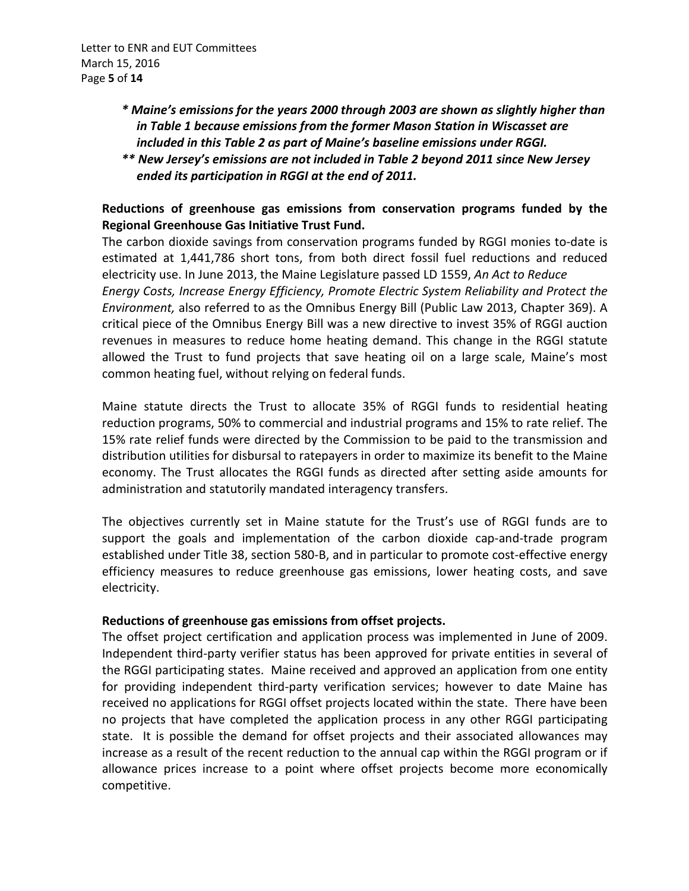***\* Maine's emissions for the years 2000 through 2003 are shown as slightly higher than in Table 1 because emissions from the former Mason Station in Wiscasset are included in this Table 2 as part of Maine's baseline emissions under RGGI.***

***\*\* New Jersey's emissions are not included in Table 2 beyond 2011 since New Jersey ended its participation in RGGI at the end of 2011.***

**Reductions of greenhouse gas emissions from conservation programs funded by the Regional Greenhouse Gas Initiative Trust Fund.**

The carbon dioxide savings from conservation programs funded by RGGI monies to-date is estimated at 1,441,786 short tons, from both direct fossil fuel reductions and reduced electricity use. In June 2013, the Maine Legislature passed LD 1559, *An Act to Reduce Energy Costs, Increase Energy Efficiency, Promote Electric System Reliability and Protect the Environment,* also referred to as the Omnibus Energy Bill (Public Law 2013, Chapter 369). A critical piece of the Omnibus Energy Bill was a new directive to invest 35% of RGGI auction revenues in measures to reduce home heating demand. This change in the RGGI statute allowed the Trust to fund projects that save heating oil on a large scale, Maine's most common heating fuel, without relying on federal funds.

Maine statute directs the Trust to allocate 35% of RGGI funds to residential heating reduction programs, 50% to commercial and industrial programs and 15% to rate relief. The 15% rate relief funds were directed by the Commission to be paid to the transmission and distribution utilities for disbursal to ratepayers in order to maximize its benefit to the Maine economy. The Trust allocates the RGGI funds as directed after setting aside amounts for administration and statutorily mandated interagency transfers.

The objectives currently set in Maine statute for the Trust's use of RGGI funds are to support the goals and implementation of the carbon dioxide cap-and-trade program established under Title 38, section 580-B, and in particular to promote cost-effective energy efficiency measures to reduce greenhouse gas emissions, lower heating costs, and save electricity.

**Reductions of greenhouse gas emissions from offset projects.**

The offset project certification and application process was implemented in June of 2009. Independent third-party verifier status has been approved for private entities in several of the RGGI participating states. Maine received and approved an application from one entity for providing independent third-party verification services; however to date Maine has received no applications for RGGI offset projects located within the state. There have been no projects that have completed the application process in any other RGGI participating state. It is possible the demand for offset projects and their associated allowances may increase as a result of the recent reduction to the annual cap within the RGGI program or if allowance prices increase to a point where offset projects become more economically competitive.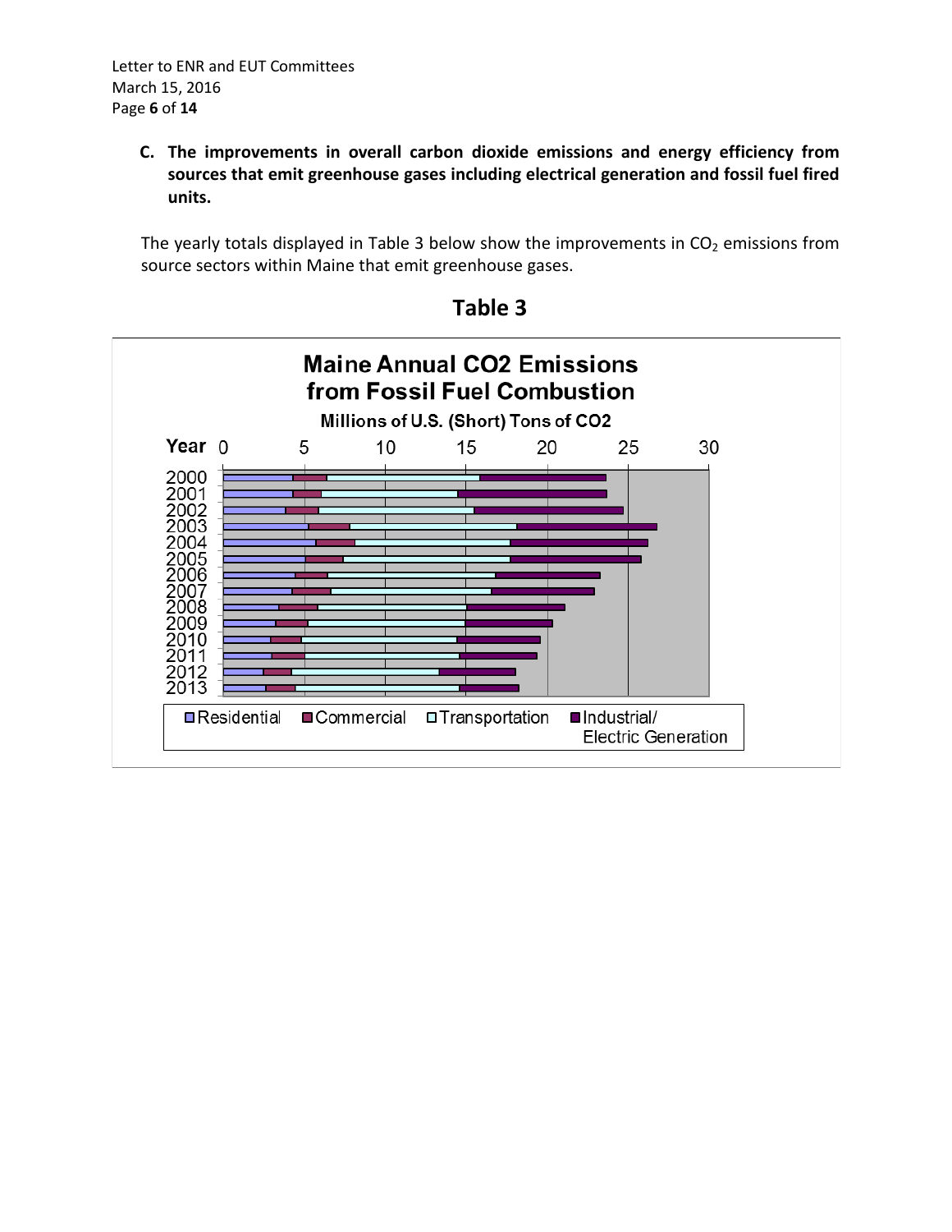**C. The improvements in overall carbon dioxide emissions and energy efficiency from sources that emit greenhouse gases including electrical generation and fossil fuel fired units.**

The yearly totals displayed in Table 3 below show the improvements in $CO_2$ emissions from source sectors within Maine that emit greenhouse gases.

## Table 3

**Maine Annual CO2 Emissions from Fossil Fuel Combustion**

**Millions of U.S. (Short) Tons of CO2**

Legend: Residential, Commercial, Transportation, Industrial/Electric Generation

Years: 2000–2013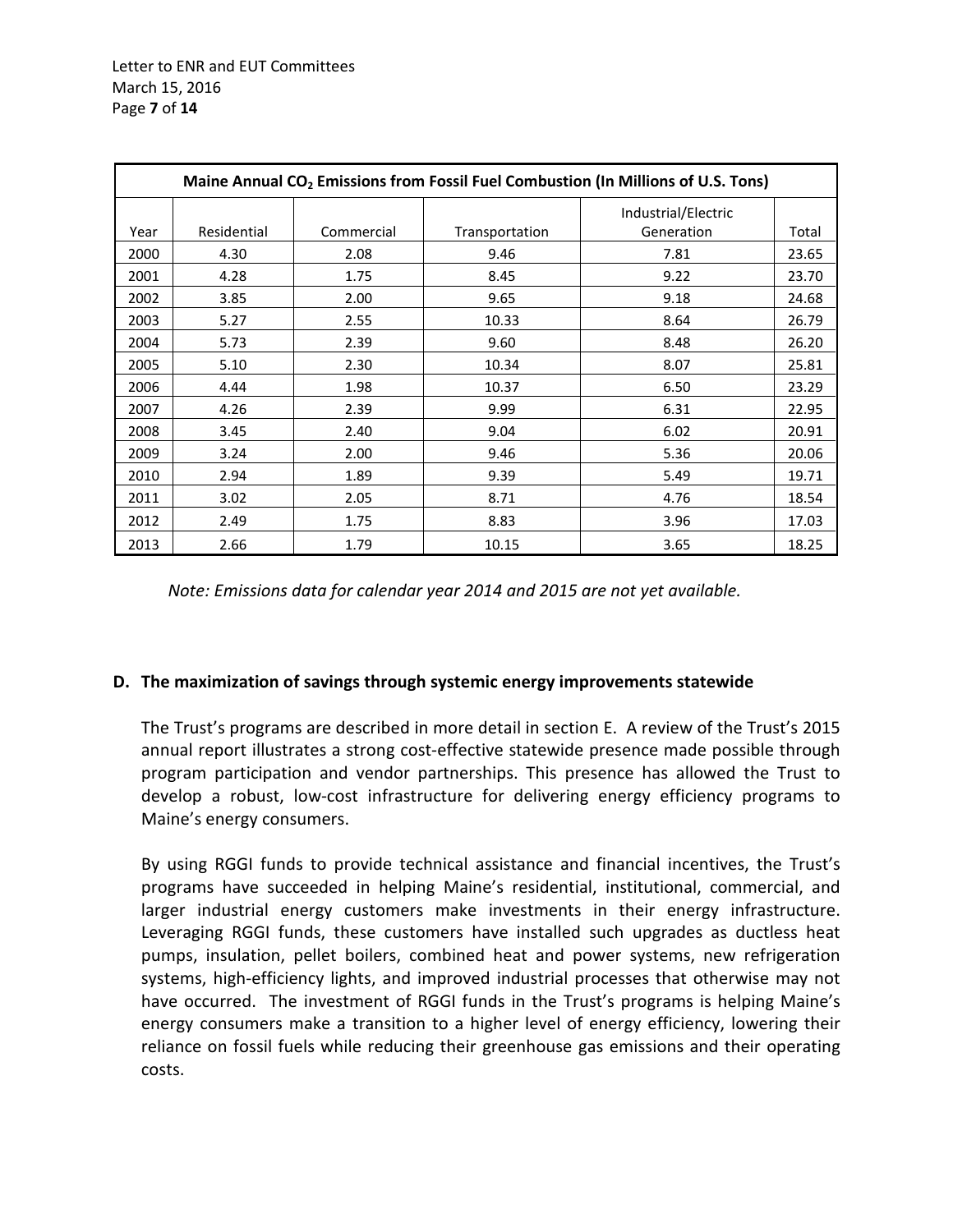| Maine Annual $CO_2$ Emissions from Fossil Fuel Combustion (In Millions of U.S. Tons) | | | | | |
|---|---|---|---|---|---|
| Year | Residential | Commercial | Transportation | Industrial/Electric Generation | Total |
| 2000 | 4.30 | 2.08 | 9.46 | 7.81 | 23.65 |
| 2001 | 4.28 | 1.75 | 8.45 | 9.22 | 23.70 |
| 2002 | 3.85 | 2.00 | 9.65 | 9.18 | 24.68 |
| 2003 | 5.27 | 2.55 | 10.33 | 8.64 | 26.79 |
| 2004 | 5.73 | 2.39 | 9.60 | 8.48 | 26.20 |
| 2005 | 5.10 | 2.30 | 10.34 | 8.07 | 25.81 |
| 2006 | 4.44 | 1.98 | 10.37 | 6.50 | 23.29 |
| 2007 | 4.26 | 2.39 | 9.99 | 6.31 | 22.95 |
| 2008 | 3.45 | 2.40 | 9.04 | 6.02 | 20.91 |
| 2009 | 3.24 | 2.00 | 9.46 | 5.36 | 20.06 |
| 2010 | 2.94 | 1.89 | 9.39 | 5.49 | 19.71 |
| 2011 | 3.02 | 2.05 | 8.71 | 4.76 | 18.54 |
| 2012 | 2.49 | 1.75 | 8.83 | 3.96 | 17.03 |
| 2013 | 2.66 | 1.79 | 10.15 | 3.65 | 18.25 |

*Note: Emissions data for calendar year 2014 and 2015 are not yet available.*

**D. The maximization of savings through systemic energy improvements statewide**

The Trust's programs are described in more detail in section E. A review of the Trust's 2015 annual report illustrates a strong cost-effective statewide presence made possible through program participation and vendor partnerships. This presence has allowed the Trust to develop a robust, low-cost infrastructure for delivering energy efficiency programs to Maine's energy consumers.

By using RGGI funds to provide technical assistance and financial incentives, the Trust's programs have succeeded in helping Maine's residential, institutional, commercial, and larger industrial energy customers make investments in their energy infrastructure. Leveraging RGGI funds, these customers have installed such upgrades as ductless heat pumps, insulation, pellet boilers, combined heat and power systems, new refrigeration systems, high-efficiency lights, and improved industrial processes that otherwise may not have occurred. The investment of RGGI funds in the Trust's programs is helping Maine's energy consumers make a transition to a higher level of energy efficiency, lowering their reliance on fossil fuels while reducing their greenhouse gas emissions and their operating costs.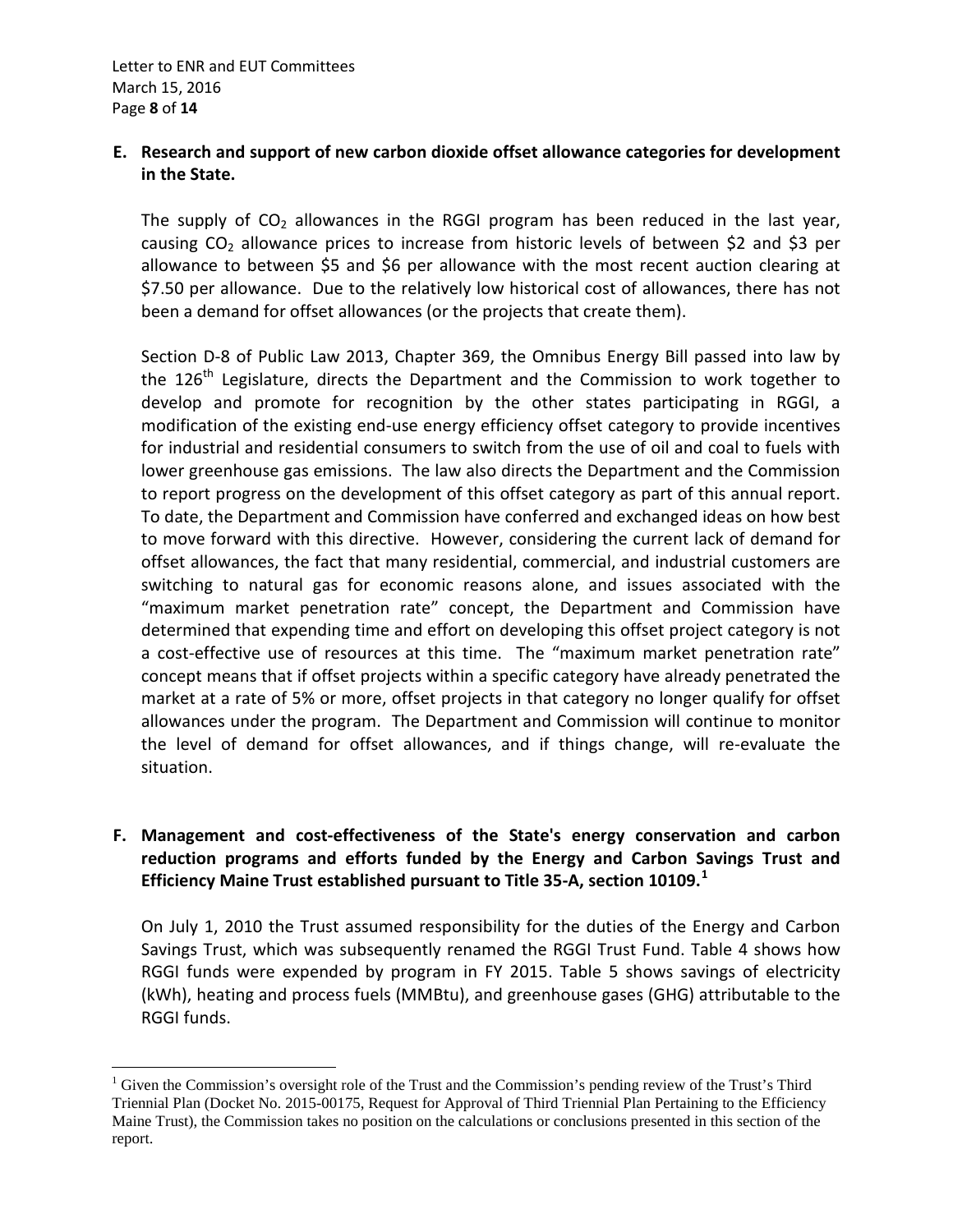**E. Research and support of new carbon dioxide offset allowance categories for development in the State.**

The supply of $CO_2$ allowances in the RGGI program has been reduced in the last year, causing $CO_2$ allowance prices to increase from historic levels of between $2 and $3 per allowance to between $5 and $6 per allowance with the most recent auction clearing at $7.50 per allowance. Due to the relatively low historical cost of allowances, there has not been a demand for offset allowances (or the projects that create them).

Section D-8 of Public Law 2013, Chapter 369, the Omnibus Energy Bill passed into law by the 126th Legislature, directs the Department and the Commission to work together to develop and promote for recognition by the other states participating in RGGI, a modification of the existing end-use energy efficiency offset category to provide incentives for industrial and residential consumers to switch from the use of oil and coal to fuels with lower greenhouse gas emissions. The law also directs the Department and the Commission to report progress on the development of this offset category as part of this annual report. To date, the Department and Commission have conferred and exchanged ideas on how best to move forward with this directive. However, considering the current lack of demand for offset allowances, the fact that many residential, commercial, and industrial customers are switching to natural gas for economic reasons alone, and issues associated with the "maximum market penetration rate" concept, the Department and Commission have determined that expending time and effort on developing this offset project category is not a cost-effective use of resources at this time. The "maximum market penetration rate" concept means that if offset projects within a specific category have already penetrated the market at a rate of 5% or more, offset projects in that category no longer qualify for offset allowances under the program. The Department and Commission will continue to monitor the level of demand for offset allowances, and if things change, will re-evaluate the situation.

**F. Management and cost-effectiveness of the State's energy conservation and carbon reduction programs and efforts funded by the Energy and Carbon Savings Trust and Efficiency Maine Trust established pursuant to Title 35-A, section 10109.[1]**

On July 1, 2010 the Trust assumed responsibility for the duties of the Energy and Carbon Savings Trust, which was subsequently renamed the RGGI Trust Fund. Table 4 shows how RGGI funds were expended by program in FY 2015. Table 5 shows savings of electricity (kWh), heating and process fuels (MMBtu), and greenhouse gases (GHG) attributable to the RGGI funds.

[1] Given the Commission's oversight role of the Trust and the Commission's pending review of the Trust's Third Triennial Plan (Docket No. 2015-00175, Request for Approval of Third Triennial Plan Pertaining to the Efficiency Maine Trust), the Commission takes no position on the calculations or conclusions presented in this section of the report.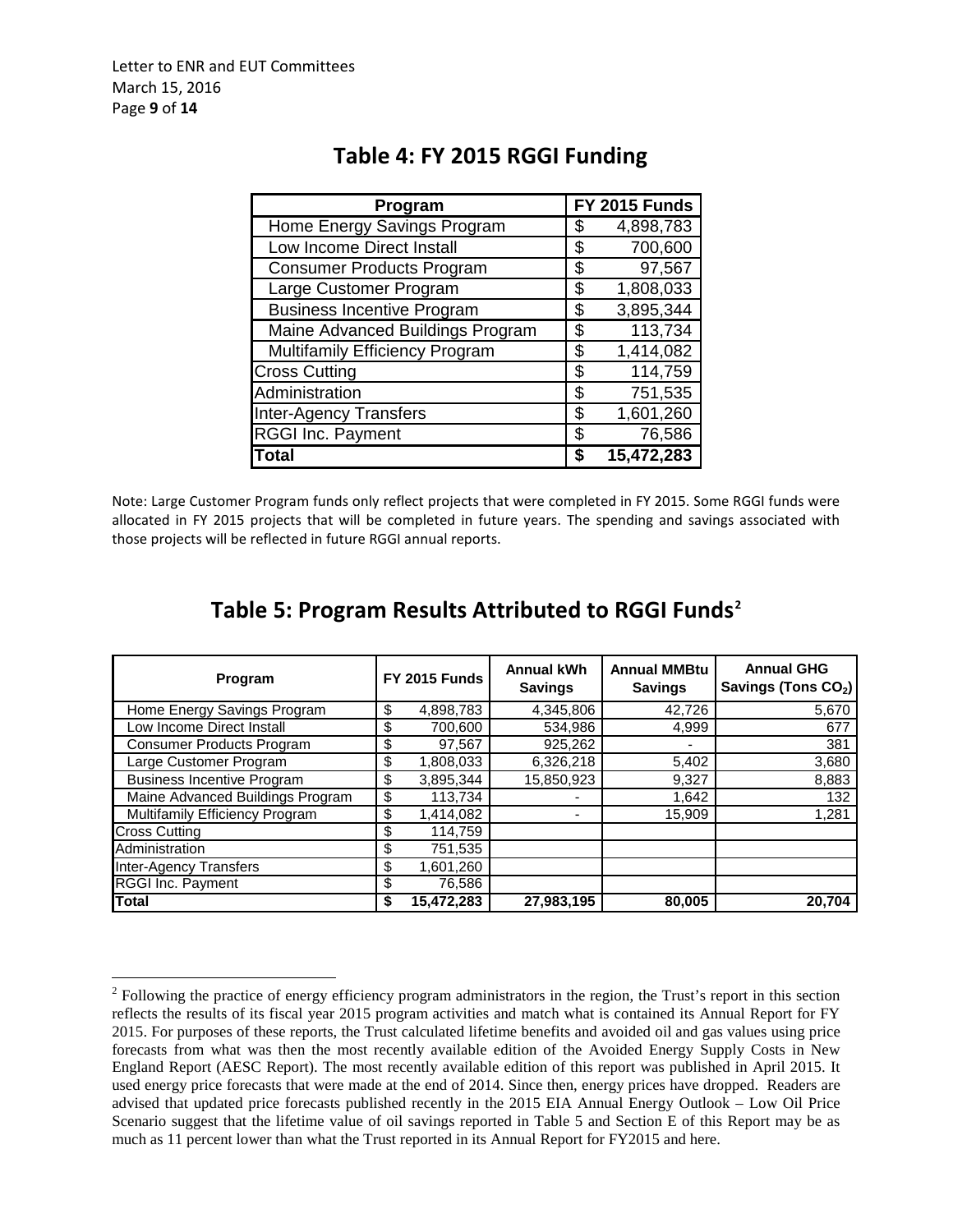## Table 4: FY 2015 RGGI Funding

| Program | FY 2015 Funds |
|---|---|
| Home Energy Savings Program | $ 4,898,783 |
| Low Income Direct Install | $ 700,600 |
| Consumer Products Program | $ 97,567 |
| Large Customer Program | $ 1,808,033 |
| Business Incentive Program | $ 3,895,344 |
| Maine Advanced Buildings Program | $ 113,734 |
| Multifamily Efficiency Program | $ 1,414,082 |
| Cross Cutting | $ 114,759 |
| Administration | $ 751,535 |
| Inter-Agency Transfers | $ 1,601,260 |
| RGGI Inc. Payment | $ 76,586 |
| **Total** | **$ 15,472,283** |

Note: Large Customer Program funds only reflect projects that were completed in FY 2015. Some RGGI funds were allocated in FY 2015 projects that will be completed in future years. The spending and savings associated with those projects will be reflected in future RGGI annual reports.

## Table 5: Program Results Attributed to RGGI Funds[2]

| Program | FY 2015 Funds | Annual kWh Savings | Annual MMBtu Savings | Annual GHG Savings (Tons $CO_2$) |
|---|---|---|---|---|
| Home Energy Savings Program | $ 4,898,783 | 4,345,806 | 42,726 | 5,670 |
| Low Income Direct Install | $ 700,600 | 534,986 | 4,999 | 677 |
| Consumer Products Program | $ 97,567 | 925,262 | - | 381 |
| Large Customer Program | $ 1,808,033 | 6,326,218 | 5,402 | 3,680 |
| Business Incentive Program | $ 3,895,344 | 15,850,923 | 9,327 | 8,883 |
| Maine Advanced Buildings Program | $ 113,734 | - | 1,642 | 132 |
| Multifamily Efficiency Program | $ 1,414,082 | - | 15,909 | 1,281 |
| Cross Cutting | $ 114,759 | | | |
| Administration | $ 751,535 | | | |
| Inter-Agency Transfers | $ 1,601,260 | | | |
| RGGI Inc. Payment | $ 76,586 | | | |
| **Total** | **$ 15,472,283** | **27,983,195** | **80,005** | **20,704** |

[2] Following the practice of energy efficiency program administrators in the region, the Trust's report in this section reflects the results of its fiscal year 2015 program activities and match what is contained its Annual Report for FY 2015. For purposes of these reports, the Trust calculated lifetime benefits and avoided oil and gas values using price forecasts from what was then the most recently available edition of the Avoided Energy Supply Costs in New England Report (AESC Report). The most recently available edition of this report was published in April 2015. It used energy price forecasts that were made at the end of 2014. Since then, energy prices have dropped. Readers are advised that updated price forecasts published recently in the 2015 EIA Annual Energy Outlook – Low Oil Price Scenario suggest that the lifetime value of oil savings reported in Table 5 and Section E of this Report may be as much as 11 percent lower than what the Trust reported in its Annual Report for FY2015 and here.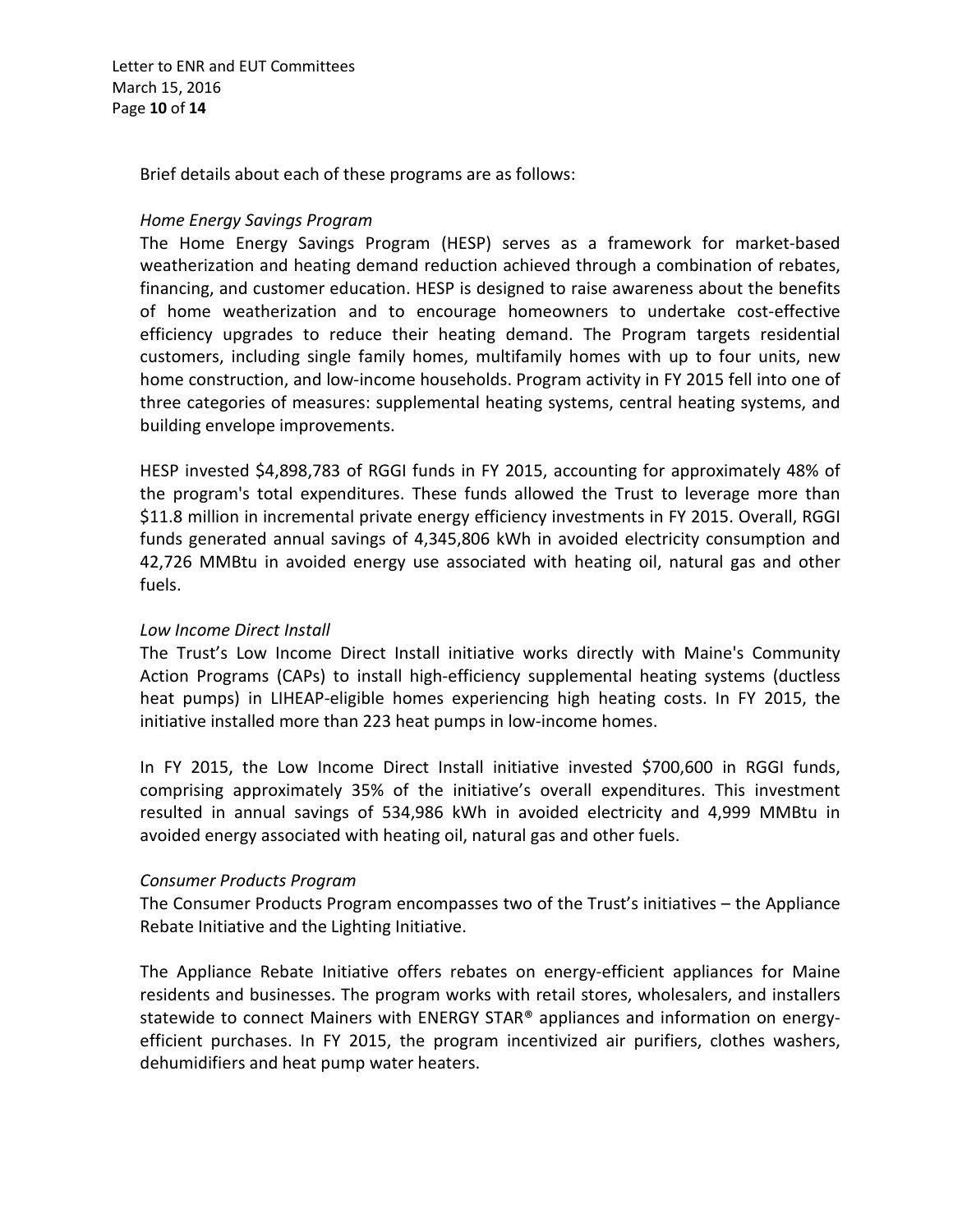Brief details about each of these programs are as follows:

*Home Energy Savings Program*

The Home Energy Savings Program (HESP) serves as a framework for market-based weatherization and heating demand reduction achieved through a combination of rebates, financing, and customer education. HESP is designed to raise awareness about the benefits of home weatherization and to encourage homeowners to undertake cost-effective efficiency upgrades to reduce their heating demand. The Program targets residential customers, including single family homes, multifamily homes with up to four units, new home construction, and low-income households. Program activity in FY 2015 fell into one of three categories of measures: supplemental heating systems, central heating systems, and building envelope improvements.

HESP invested $4,898,783 of RGGI funds in FY 2015, accounting for approximately 48% of the program's total expenditures. These funds allowed the Trust to leverage more than $11.8 million in incremental private energy efficiency investments in FY 2015. Overall, RGGI funds generated annual savings of 4,345,806 kWh in avoided electricity consumption and 42,726 MMBtu in avoided energy use associated with heating oil, natural gas and other fuels.

*Low Income Direct Install*

The Trust's Low Income Direct Install initiative works directly with Maine's Community Action Programs (CAPs) to install high-efficiency supplemental heating systems (ductless heat pumps) in LIHEAP-eligible homes experiencing high heating costs. In FY 2015, the initiative installed more than 223 heat pumps in low-income homes.

In FY 2015, the Low Income Direct Install initiative invested $700,600 in RGGI funds, comprising approximately 35% of the initiative's overall expenditures. This investment resulted in annual savings of 534,986 kWh in avoided electricity and 4,999 MMBtu in avoided energy associated with heating oil, natural gas and other fuels.

*Consumer Products Program*

The Consumer Products Program encompasses two of the Trust's initiatives – the Appliance Rebate Initiative and the Lighting Initiative.

The Appliance Rebate Initiative offers rebates on energy-efficient appliances for Maine residents and businesses. The program works with retail stores, wholesalers, and installers statewide to connect Mainers with ENERGY STAR® appliances and information on energy-efficient purchases. In FY 2015, the program incentivized air purifiers, clothes washers, dehumidifiers and heat pump water heaters.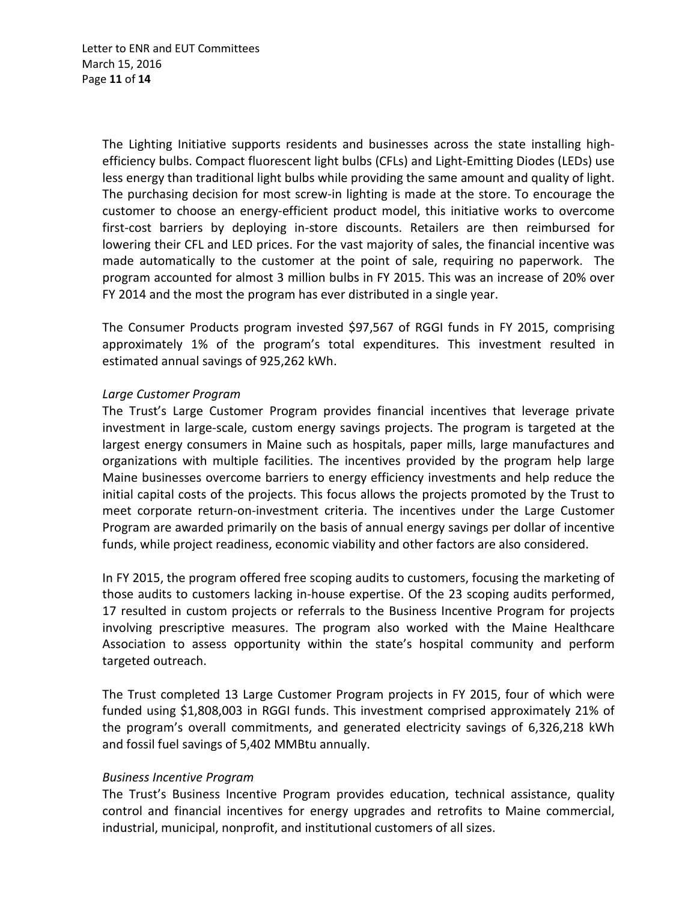The Lighting Initiative supports residents and businesses across the state installing high-efficiency bulbs. Compact fluorescent light bulbs (CFLs) and Light-Emitting Diodes (LEDs) use less energy than traditional light bulbs while providing the same amount and quality of light. The purchasing decision for most screw-in lighting is made at the store. To encourage the customer to choose an energy-efficient product model, this initiative works to overcome first-cost barriers by deploying in-store discounts. Retailers are then reimbursed for lowering their CFL and LED prices. For the vast majority of sales, the financial incentive was made automatically to the customer at the point of sale, requiring no paperwork. The program accounted for almost 3 million bulbs in FY 2015. This was an increase of 20% over FY 2014 and the most the program has ever distributed in a single year.

The Consumer Products program invested $97,567 of RGGI funds in FY 2015, comprising approximately 1% of the program's total expenditures. This investment resulted in estimated annual savings of 925,262 kWh.

*Large Customer Program*

The Trust's Large Customer Program provides financial incentives that leverage private investment in large-scale, custom energy savings projects. The program is targeted at the largest energy consumers in Maine such as hospitals, paper mills, large manufactures and organizations with multiple facilities. The incentives provided by the program help large Maine businesses overcome barriers to energy efficiency investments and help reduce the initial capital costs of the projects. This focus allows the projects promoted by the Trust to meet corporate return-on-investment criteria. The incentives under the Large Customer Program are awarded primarily on the basis of annual energy savings per dollar of incentive funds, while project readiness, economic viability and other factors are also considered.

In FY 2015, the program offered free scoping audits to customers, focusing the marketing of those audits to customers lacking in-house expertise. Of the 23 scoping audits performed, 17 resulted in custom projects or referrals to the Business Incentive Program for projects involving prescriptive measures. The program also worked with the Maine Healthcare Association to assess opportunity within the state's hospital community and perform targeted outreach.

The Trust completed 13 Large Customer Program projects in FY 2015, four of which were funded using $1,808,003 in RGGI funds. This investment comprised approximately 21% of the program's overall commitments, and generated electricity savings of 6,326,218 kWh and fossil fuel savings of 5,402 MMBtu annually.

*Business Incentive Program*

The Trust's Business Incentive Program provides education, technical assistance, quality control and financial incentives for energy upgrades and retrofits to Maine commercial, industrial, municipal, nonprofit, and institutional customers of all sizes.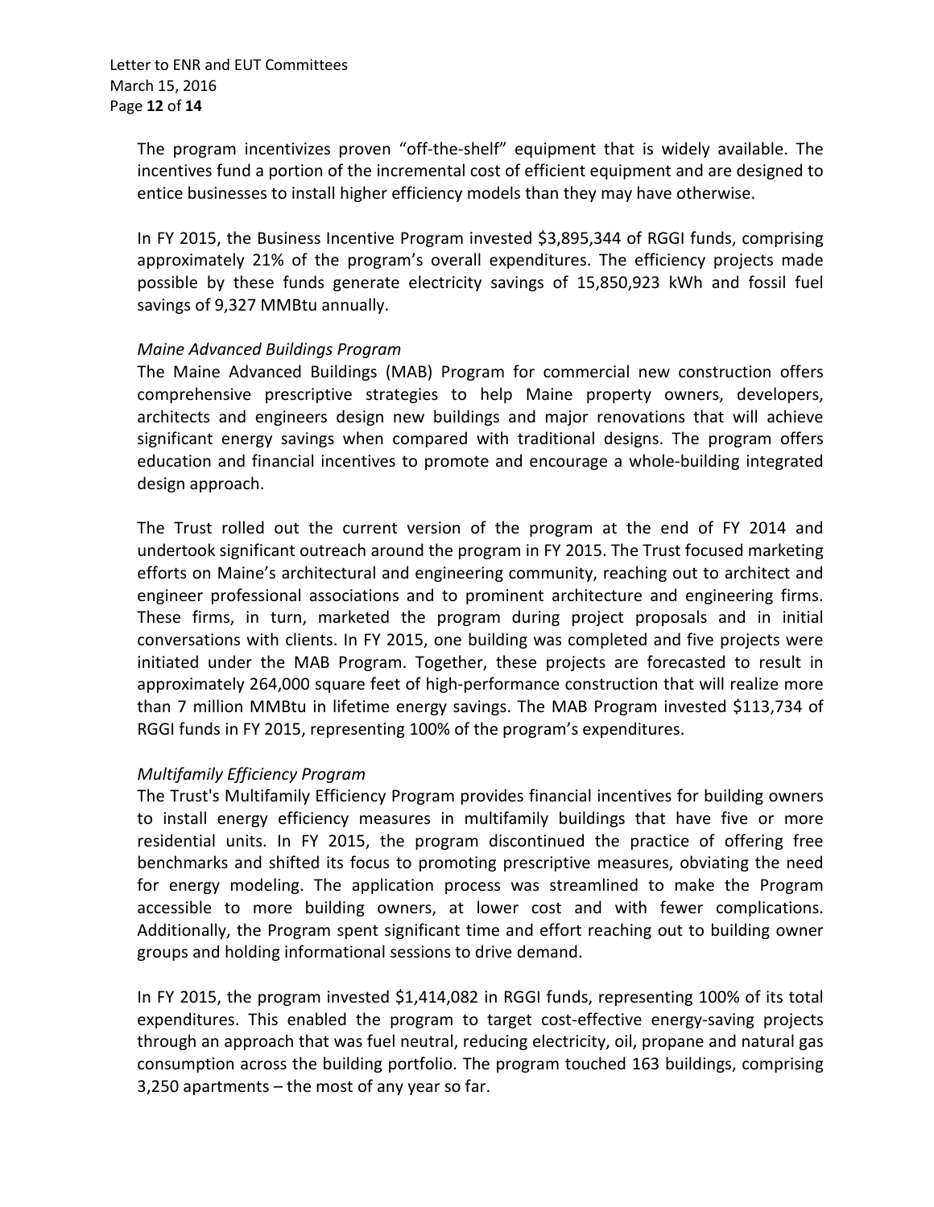The program incentivizes proven “off-the-shelf” equipment that is widely available. The incentives fund a portion of the incremental cost of efficient equipment and are designed to entice businesses to install higher efficiency models than they may have otherwise.

In FY 2015, the Business Incentive Program invested $3,895,344 of RGGI funds, comprising approximately 21% of the program’s overall expenditures. The efficiency projects made possible by these funds generate electricity savings of 15,850,923 kWh and fossil fuel savings of 9,327 MMBtu annually.

*Maine Advanced Buildings Program*

The Maine Advanced Buildings (MAB) Program for commercial new construction offers comprehensive prescriptive strategies to help Maine property owners, developers, architects and engineers design new buildings and major renovations that will achieve significant energy savings when compared with traditional designs. The program offers education and financial incentives to promote and encourage a whole-building integrated design approach.

The Trust rolled out the current version of the program at the end of FY 2014 and undertook significant outreach around the program in FY 2015. The Trust focused marketing efforts on Maine’s architectural and engineering community, reaching out to architect and engineer professional associations and to prominent architecture and engineering firms. These firms, in turn, marketed the program during project proposals and in initial conversations with clients. In FY 2015, one building was completed and five projects were initiated under the MAB Program. Together, these projects are forecasted to result in approximately 264,000 square feet of high-performance construction that will realize more than 7 million MMBtu in lifetime energy savings. The MAB Program invested $113,734 of RGGI funds in FY 2015, representing 100% of the program’s expenditures.

*Multifamily Efficiency Program*

The Trust's Multifamily Efficiency Program provides financial incentives for building owners to install energy efficiency measures in multifamily buildings that have five or more residential units. In FY 2015, the program discontinued the practice of offering free benchmarks and shifted its focus to promoting prescriptive measures, obviating the need for energy modeling. The application process was streamlined to make the Program accessible to more building owners, at lower cost and with fewer complications. Additionally, the Program spent significant time and effort reaching out to building owner groups and holding informational sessions to drive demand.

In FY 2015, the program invested $1,414,082 in RGGI funds, representing 100% of its total expenditures. This enabled the program to target cost-effective energy-saving projects through an approach that was fuel neutral, reducing electricity, oil, propane and natural gas consumption across the building portfolio. The program touched 163 buildings, comprising 3,250 apartments – the most of any year so far.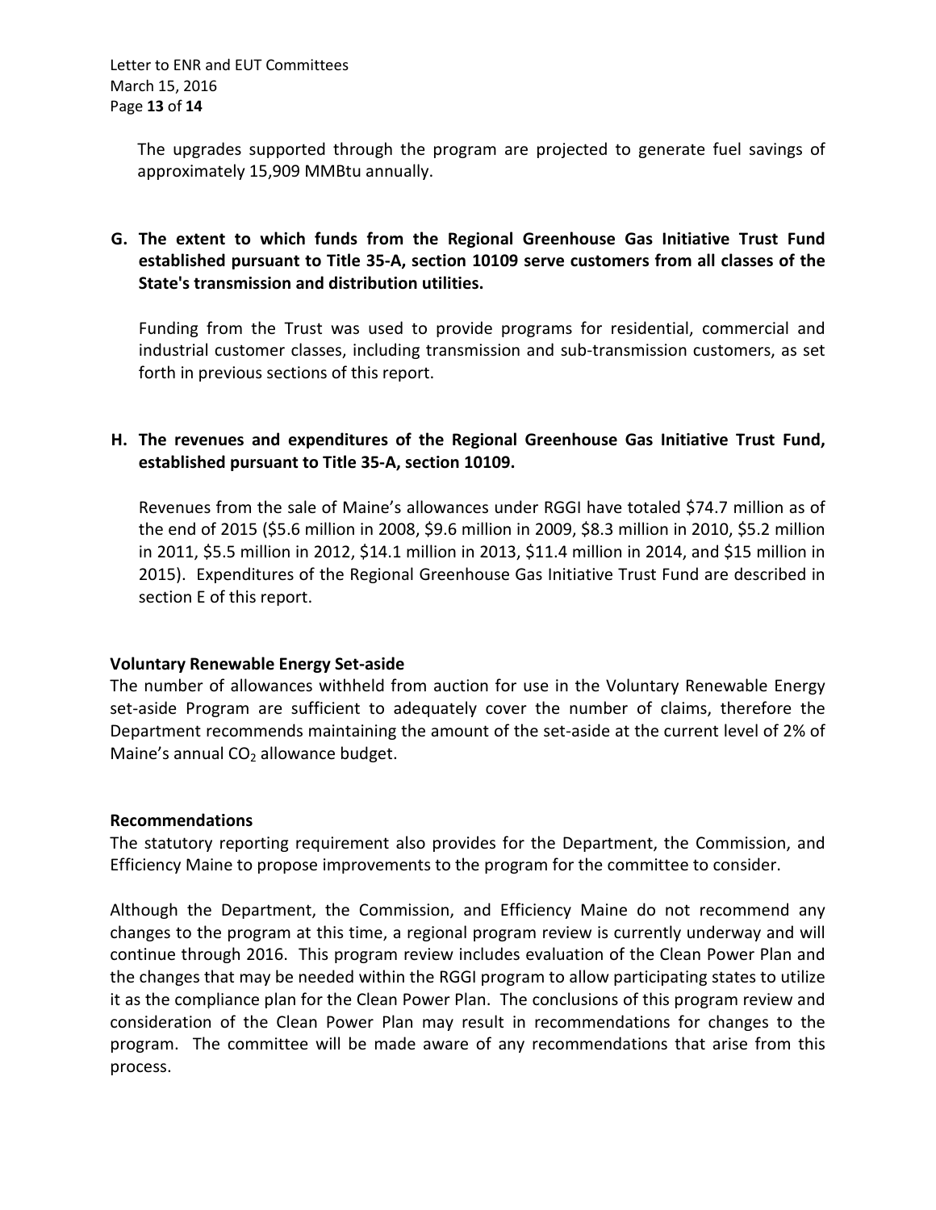The upgrades supported through the program are projected to generate fuel savings of approximately 15,909 MMBtu annually.

**G. The extent to which funds from the Regional Greenhouse Gas Initiative Trust Fund established pursuant to Title 35-A, section 10109 serve customers from all classes of the State's transmission and distribution utilities.**

Funding from the Trust was used to provide programs for residential, commercial and industrial customer classes, including transmission and sub-transmission customers, as set forth in previous sections of this report.

**H. The revenues and expenditures of the Regional Greenhouse Gas Initiative Trust Fund, established pursuant to Title 35-A, section 10109.**

Revenues from the sale of Maine's allowances under RGGI have totaled \$74.7 million as of the end of 2015 (\$5.6 million in 2008, \$9.6 million in 2009, \$8.3 million in 2010, \$5.2 million in 2011, \$5.5 million in 2012, \$14.1 million in 2013, \$11.4 million in 2014, and \$15 million in 2015). Expenditures of the Regional Greenhouse Gas Initiative Trust Fund are described in section E of this report.

**Voluntary Renewable Energy Set-aside**

The number of allowances withheld from auction for use in the Voluntary Renewable Energy set-aside Program are sufficient to adequately cover the number of claims, therefore the Department recommends maintaining the amount of the set-aside at the current level of 2% of Maine's annual $CO_2$ allowance budget.

**Recommendations**

The statutory reporting requirement also provides for the Department, the Commission, and Efficiency Maine to propose improvements to the program for the committee to consider.

Although the Department, the Commission, and Efficiency Maine do not recommend any changes to the program at this time, a regional program review is currently underway and will continue through 2016. This program review includes evaluation of the Clean Power Plan and the changes that may be needed within the RGGI program to allow participating states to utilize it as the compliance plan for the Clean Power Plan. The conclusions of this program review and consideration of the Clean Power Plan may result in recommendations for changes to the program. The committee will be made aware of any recommendations that arise from this process.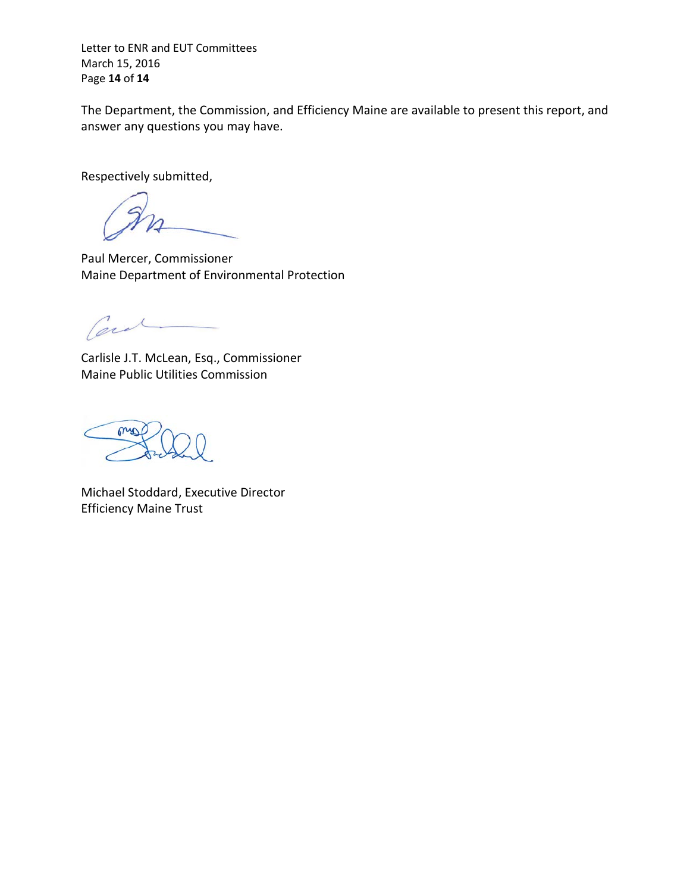The Department, the Commission, and Efficiency Maine are available to present this report, and answer any questions you may have.

Respectively submitted,

Paul Mercer, Commissioner
Maine Department of Environmental Protection

Carlisle J.T. McLean, Esq., Commissioner
Maine Public Utilities Commission

Michael Stoddard, Executive Director
Efficiency Maine Trust